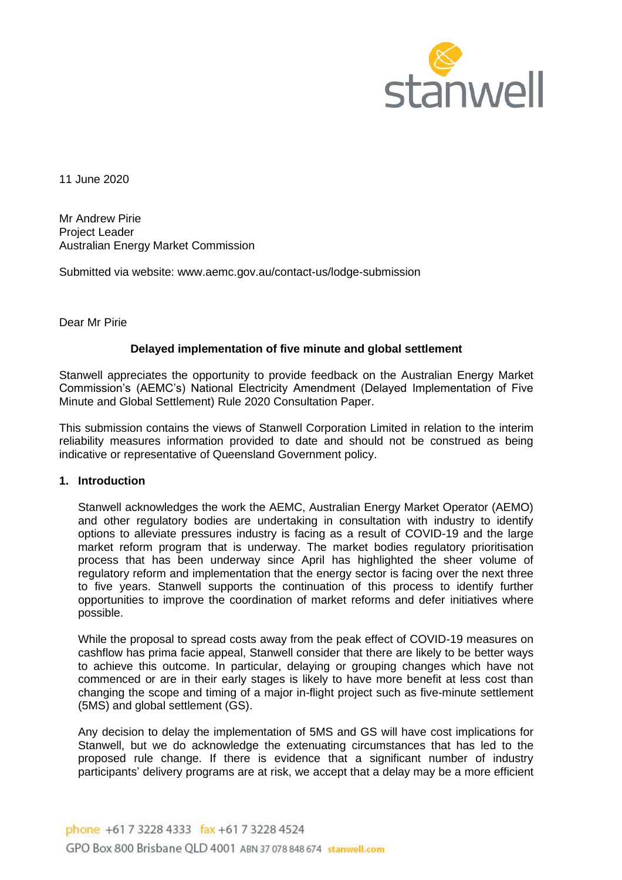11 June 2020

Mr Andrew Pirie
Project Leader
Australian Energy Market Commission

Submitted via website: www.aemc.gov.au/contact-us/lodge-submission

Dear Mr Pirie

**Delayed implementation of five minute and global settlement**

Stanwell appreciates the opportunity to provide feedback on the Australian Energy Market Commission's (AEMC's) National Electricity Amendment (Delayed Implementation of Five Minute and Global Settlement) Rule 2020 Consultation Paper.

This submission contains the views of Stanwell Corporation Limited in relation to the interim reliability measures information provided to date and should not be construed as being indicative or representative of Queensland Government policy.

## 1. Introduction

Stanwell acknowledges the work the AEMC, Australian Energy Market Operator (AEMO) and other regulatory bodies are undertaking in consultation with industry to identify options to alleviate pressures industry is facing as a result of COVID-19 and the large market reform program that is underway. The market bodies regulatory prioritisation process that has been underway since April has highlighted the sheer volume of regulatory reform and implementation that the energy sector is facing over the next three to five years. Stanwell supports the continuation of this process to identify further opportunities to improve the coordination of market reforms and defer initiatives where possible.

While the proposal to spread costs away from the peak effect of COVID-19 measures on cashflow has prima facie appeal, Stanwell consider that there are likely to be better ways to achieve this outcome. In particular, delaying or grouping changes which have not commenced or are in their early stages is likely to have more benefit at less cost than changing the scope and timing of a major in-flight project such as five-minute settlement (5MS) and global settlement (GS).

Any decision to delay the implementation of 5MS and GS will have cost implications for Stanwell, but we do acknowledge the extenuating circumstances that has led to the proposed rule change. If there is evidence that a significant number of industry participants' delivery programs are at risk, we accept that a delay may be a more efficient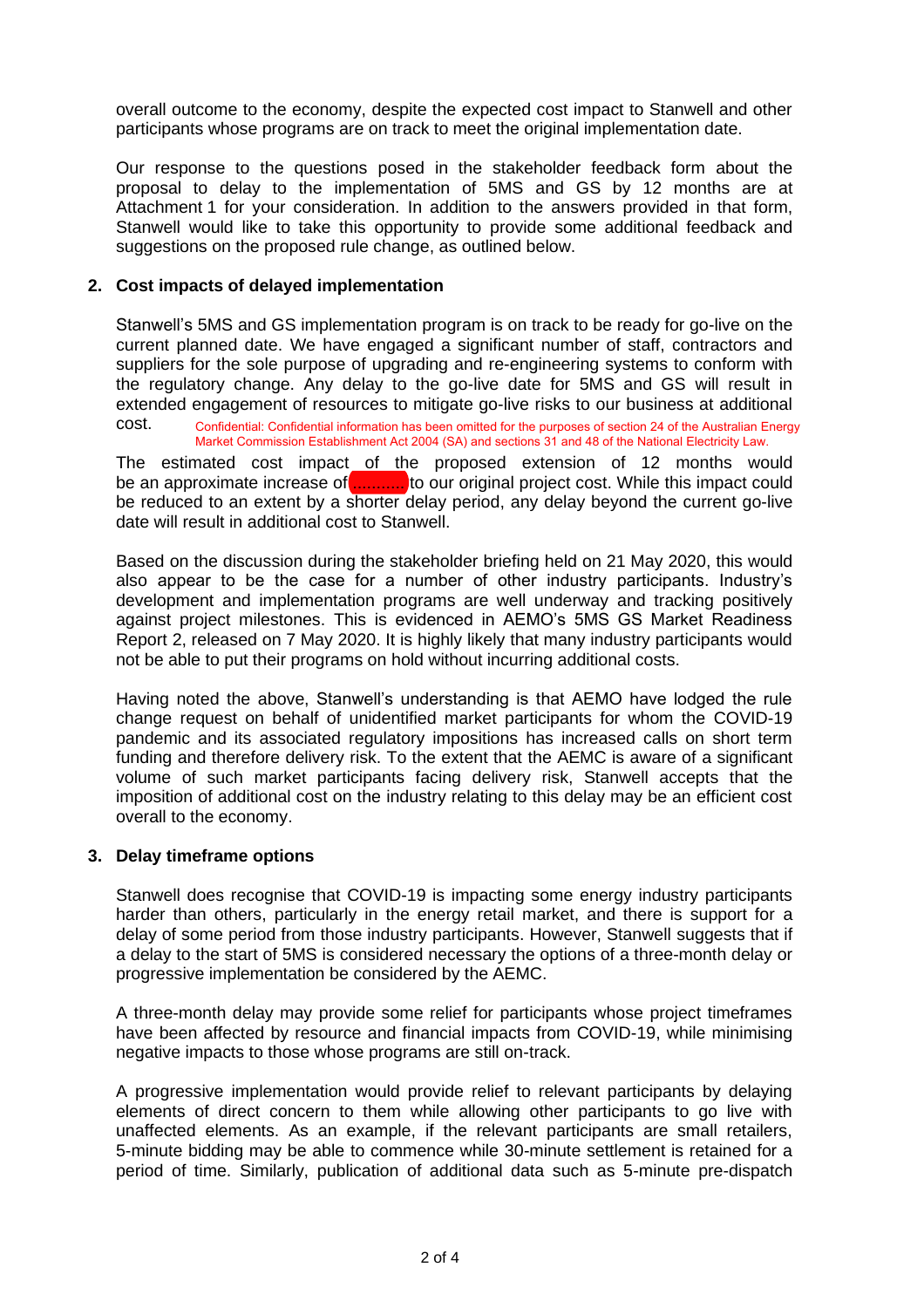overall outcome to the economy, despite the expected cost impact to Stanwell and other participants whose programs are on track to meet the original implementation date.

Our response to the questions posed in the stakeholder feedback form about the proposal to delay to the implementation of 5MS and GS by 12 months are at Attachment 1 for your consideration. In addition to the answers provided in that form, Stanwell would like to take this opportunity to provide some additional feedback and suggestions on the proposed rule change, as outlined below.

## 2. Cost impacts of delayed implementation

Stanwell's 5MS and GS implementation program is on track to be ready for go-live on the current planned date. We have engaged a significant number of staff, contractors and suppliers for the sole purpose of upgrading and re-engineering systems to conform with the regulatory change. Any delay to the go-live date for 5MS and GS will result in extended engagement of resources to mitigate go-live risks to our business at additional cost.

Confidential: Confidential information has been omitted for the purposes of section 24 of the Australian Energy Market Commission Establishment Act 2004 (SA) and sections 31 and 48 of the National Electricity Law.

The estimated cost impact of the proposed extension of 12 months would be an approximate increase of .......... to our original project cost. While this impact could be reduced to an extent by a shorter delay period, any delay beyond the current go-live date will result in additional cost to Stanwell.

Based on the discussion during the stakeholder briefing held on 21 May 2020, this would also appear to be the case for a number of other industry participants. Industry's development and implementation programs are well underway and tracking positively against project milestones. This is evidenced in AEMO's 5MS GS Market Readiness Report 2, released on 7 May 2020. It is highly likely that many industry participants would not be able to put their programs on hold without incurring additional costs.

Having noted the above, Stanwell's understanding is that AEMO have lodged the rule change request on behalf of unidentified market participants for whom the COVID-19 pandemic and its associated regulatory impositions has increased calls on short term funding and therefore delivery risk. To the extent that the AEMC is aware of a significant volume of such market participants facing delivery risk, Stanwell accepts that the imposition of additional cost on the industry relating to this delay may be an efficient cost overall to the economy.

## 3. Delay timeframe options

Stanwell does recognise that COVID-19 is impacting some energy industry participants harder than others, particularly in the energy retail market, and there is support for a delay of some period from those industry participants. However, Stanwell suggests that if a delay to the start of 5MS is considered necessary the options of a three-month delay or progressive implementation be considered by the AEMC.

A three-month delay may provide some relief for participants whose project timeframes have been affected by resource and financial impacts from COVID-19, while minimising negative impacts to those whose programs are still on-track.

A progressive implementation would provide relief to relevant participants by delaying elements of direct concern to them while allowing other participants to go live with unaffected elements. As an example, if the relevant participants are small retailers, 5-minute bidding may be able to commence while 30-minute settlement is retained for a period of time. Similarly, publication of additional data such as 5-minute pre-dispatch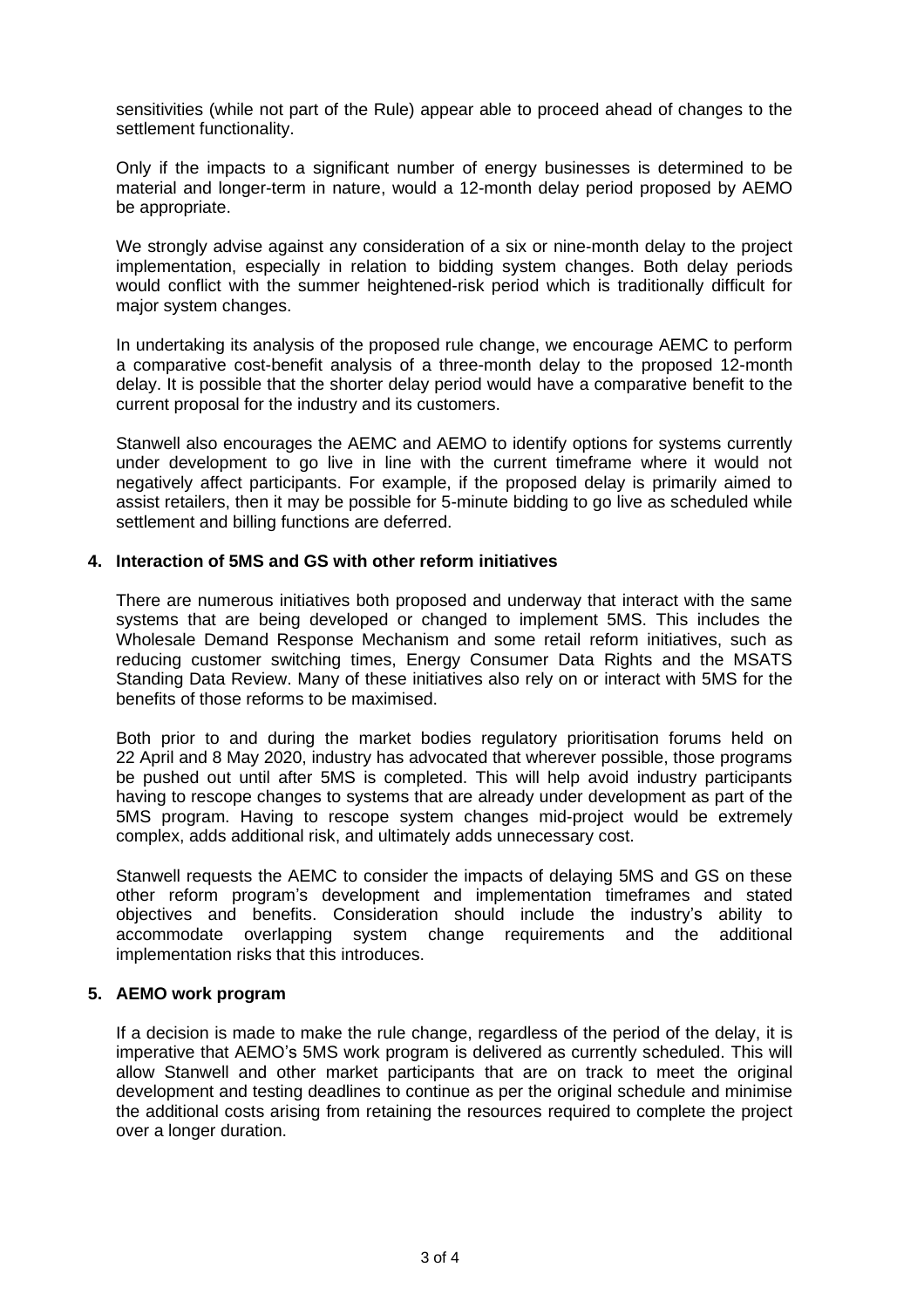sensitivities (while not part of the Rule) appear able to proceed ahead of changes to the settlement functionality.

Only if the impacts to a significant number of energy businesses is determined to be material and longer-term in nature, would a 12-month delay period proposed by AEMO be appropriate.

We strongly advise against any consideration of a six or nine-month delay to the project implementation, especially in relation to bidding system changes. Both delay periods would conflict with the summer heightened-risk period which is traditionally difficult for major system changes.

In undertaking its analysis of the proposed rule change, we encourage AEMC to perform a comparative cost-benefit analysis of a three-month delay to the proposed 12-month delay. It is possible that the shorter delay period would have a comparative benefit to the current proposal for the industry and its customers.

Stanwell also encourages the AEMC and AEMO to identify options for systems currently under development to go live in line with the current timeframe where it would not negatively affect participants. For example, if the proposed delay is primarily aimed to assist retailers, then it may be possible for 5-minute bidding to go live as scheduled while settlement and billing functions are deferred.

**4. Interaction of 5MS and GS with other reform initiatives**

There are numerous initiatives both proposed and underway that interact with the same systems that are being developed or changed to implement 5MS. This includes the Wholesale Demand Response Mechanism and some retail reform initiatives, such as reducing customer switching times, Energy Consumer Data Rights and the MSATS Standing Data Review. Many of these initiatives also rely on or interact with 5MS for the benefits of those reforms to be maximised.

Both prior to and during the market bodies regulatory prioritisation forums held on 22 April and 8 May 2020, industry has advocated that wherever possible, those programs be pushed out until after 5MS is completed. This will help avoid industry participants having to rescope changes to systems that are already under development as part of the 5MS program. Having to rescope system changes mid-project would be extremely complex, adds additional risk, and ultimately adds unnecessary cost.

Stanwell requests the AEMC to consider the impacts of delaying 5MS and GS on these other reform program's development and implementation timeframes and stated objectives and benefits. Consideration should include the industry's ability to accommodate overlapping system change requirements and the additional implementation risks that this introduces.

**5. AEMO work program**

If a decision is made to make the rule change, regardless of the period of the delay, it is imperative that AEMO's 5MS work program is delivered as currently scheduled. This will allow Stanwell and other market participants that are on track to meet the original development and testing deadlines to continue as per the original schedule and minimise the additional costs arising from retaining the resources required to complete the project over a longer duration.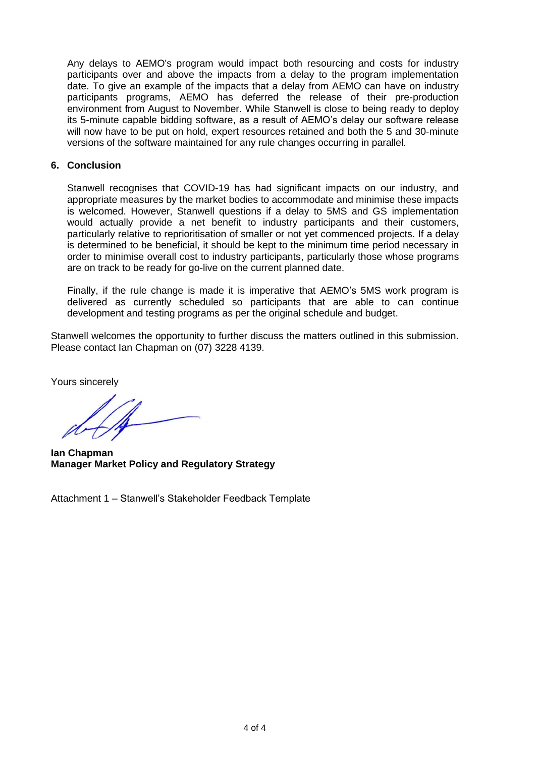Any delays to AEMO's program would impact both resourcing and costs for industry participants over and above the impacts from a delay to the program implementation date. To give an example of the impacts that a delay from AEMO can have on industry participants programs, AEMO has deferred the release of their pre-production environment from August to November. While Stanwell is close to being ready to deploy its 5-minute capable bidding software, as a result of AEMO's delay our software release will now have to be put on hold, expert resources retained and both the 5 and 30-minute versions of the software maintained for any rule changes occurring in parallel.

## 6. Conclusion

Stanwell recognises that COVID-19 has had significant impacts on our industry, and appropriate measures by the market bodies to accommodate and minimise these impacts is welcomed. However, Stanwell questions if a delay to 5MS and GS implementation would actually provide a net benefit to industry participants and their customers, particularly relative to reprioritisation of smaller or not yet commenced projects. If a delay is determined to be beneficial, it should be kept to the minimum time period necessary in order to minimise overall cost to industry participants, particularly those whose programs are on track to be ready for go-live on the current planned date.

Finally, if the rule change is made it is imperative that AEMO's 5MS work program is delivered as currently scheduled so participants that are able to can continue development and testing programs as per the original schedule and budget.

Stanwell welcomes the opportunity to further discuss the matters outlined in this submission. Please contact Ian Chapman on (07) 3228 4139.

Yours sincerely

**Ian Chapman**
**Manager Market Policy and Regulatory Strategy**

Attachment 1 – Stanwell's Stakeholder Feedback Template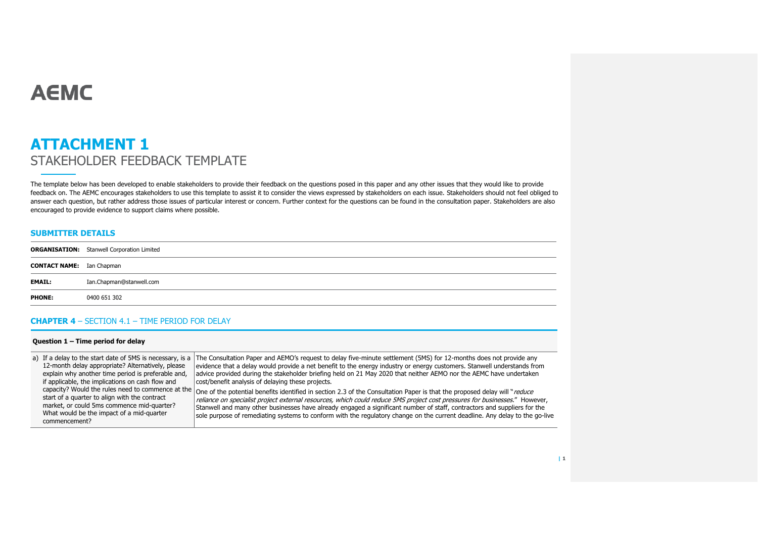AEMC

# ATTACHMENT 1

## STAKEHOLDER FEEDBACK TEMPLATE

The template below has been developed to enable stakeholders to provide their feedback on the questions posed in this paper and any other issues that they would like to provide feedback on. The AEMC encourages stakeholders to use this template to assist it to consider the views expressed by stakeholders on each issue. Stakeholders should not feel obliged to answer each question, but rather address those issues of particular interest or concern. Further context for the questions can be found in the consultation paper. Stakeholders are also encouraged to provide evidence to support claims where possible.

### SUBMITTER DETAILS

| | |
|---|---|
| **ORGANISATION:** | Stanwell Corporation Limited |
| **CONTACT NAME:** | Ian Chapman |
| **EMAIL:** | Ian.Chapman@stanwell.com |
| **PHONE:** | 0400 651 302 |

### CHAPTER 4 – SECTION 4.1 – TIME PERIOD FOR DELAY

**Question 1 – Time period for delay**

| | |
|---|---|
| a) If a delay to the start date of 5MS is necessary, is a 12-month delay appropriate? Alternatively, please explain why another time period is preferable and, if applicable, the implications on cash flow and capacity? Would the rules need to commence at the start of a quarter to align with the contract market, or could 5ms commence mid-quarter? What would be the impact of a mid-quarter commencement? | The Consultation Paper and AEMO's request to delay five-minute settlement (5MS) for 12-months does not provide any evidence that a delay would provide a net benefit to the energy industry or energy customers. Stanwell understands from advice provided during the stakeholder briefing held on 21 May 2020 that neither AEMO nor the AEMC have undertaken cost/benefit analysis of delaying these projects.<br><br>One of the potential benefits identified in section 2.3 of the Consultation Paper is that the proposed delay will "*reduce reliance on specialist project external resources, which could reduce 5MS project cost pressures for businesses.*" However, Stanwell and many other businesses have already engaged a significant number of staff, contractors and suppliers for the sole purpose of remediating systems to conform with the regulatory change on the current deadline. Any delay to the go-live |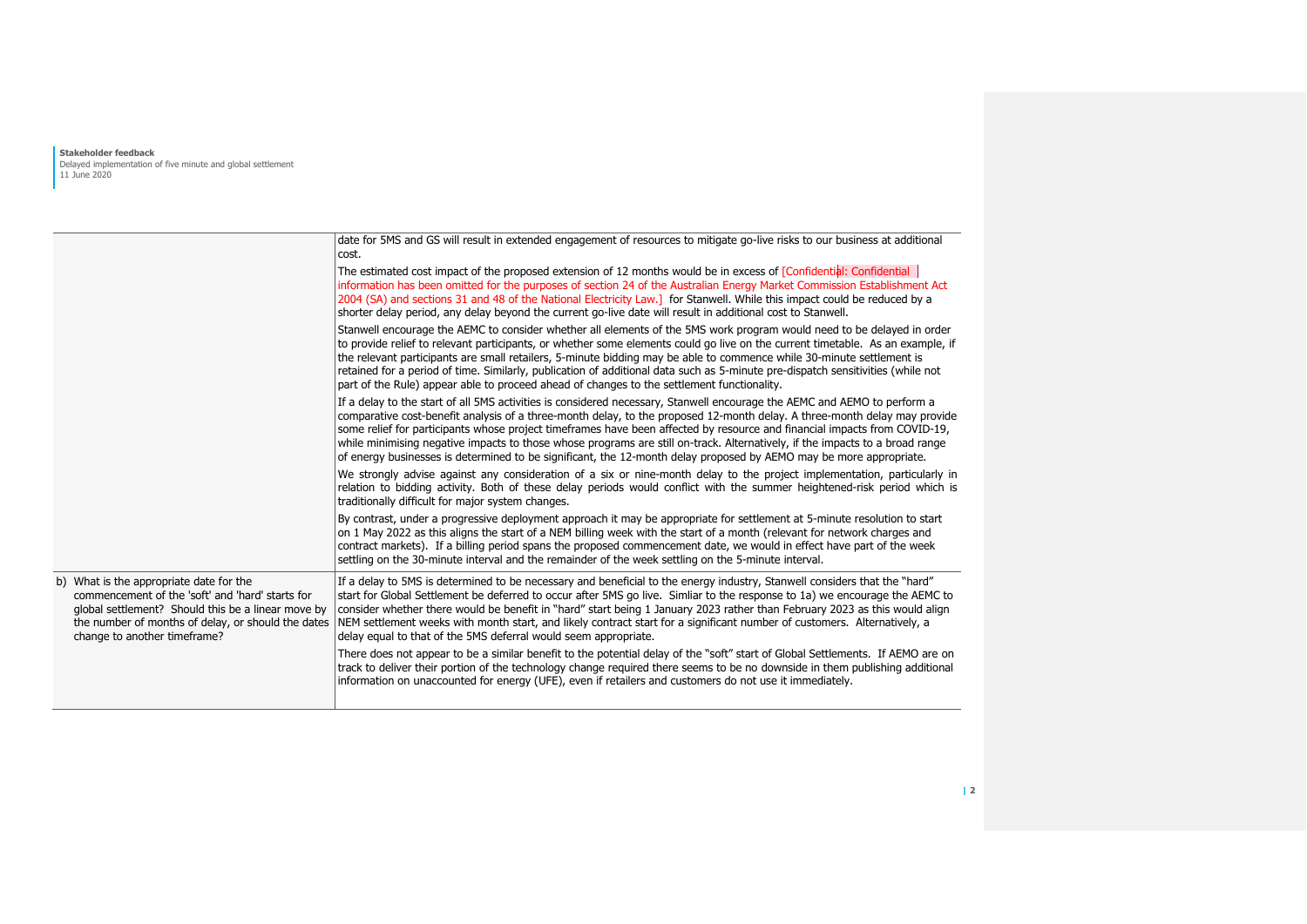| | |
|---|---|
| | date for 5MS and GS will result in extended engagement of resources to mitigate go-live risks to our business at additional cost.<br><br>The estimated cost impact of the proposed extension of 12 months would be in excess of [Confidential: Confidential information has been omitted for the purposes of section 24 of the Australian Energy Market Commission Establishment Act 2004 (SA) and sections 31 and 48 of the National Electricity Law.] for Stanwell. While this impact could be reduced by a shorter delay period, any delay beyond the current go-live date will result in additional cost to Stanwell.<br><br>Stanwell encourage the AEMC to consider whether all elements of the 5MS work program would need to be delayed in order to provide relief to relevant participants, or whether some elements could go live on the current timetable. As an example, if the relevant participants are small retailers, 5-minute bidding may be able to commence while 30-minute settlement is retained for a period of time. Similarly, publication of additional data such as 5-minute pre-dispatch sensitivities (while not part of the Rule) appear able to proceed ahead of changes to the settlement functionality.<br><br>If a delay to the start of all 5MS activities is considered necessary, Stanwell encourage the AEMC and AEMO to perform a comparative cost-benefit analysis of a three-month delay, to the proposed 12-month delay. A three-month delay may provide some relief for participants whose project timeframes have been affected by resource and financial impacts from COVID-19, while minimising negative impacts to those whose programs are still on-track. Alternatively, if the impacts to a broad range of energy businesses is determined to be significant, the 12-month delay proposed by AEMO may be more appropriate.<br><br>We strongly advise against any consideration of a six or nine-month delay to the project implementation, particularly in relation to bidding activity. Both of these delay periods would conflict with the summer heightened-risk period which is traditionally difficult for major system changes.<br><br>By contrast, under a progressive deployment approach it may be appropriate for settlement at 5-minute resolution to start on 1 May 2022 as this aligns the start of a NEM billing week with the start of a month (relevant for network charges and contract markets). If a billing period spans the proposed commencement date, we would in effect have part of the week settling on the 30-minute interval and the remainder of the week settling on the 5-minute interval. |
| b) What is the appropriate date for the commencement of the 'soft' and 'hard' starts for global settlement? Should this be a linear move by the number of months of delay, or should the dates change to another timeframe? | If a delay to 5MS is determined to be necessary and beneficial to the energy industry, Stanwell considers that the "hard" start for Global Settlement be deferred to occur after 5MS go live. Simliar to the response to 1a) we encourage the AEMC to consider whether there would be benefit in "hard" start being 1 January 2023 rather than February 2023 as this would align NEM settlement weeks with month start, and likely contract start for a significant number of customers. Alternatively, a delay equal to that of the 5MS deferral would seem appropriate.<br><br>There does not appear to be a similar benefit to the potential delay of the "soft" start of Global Settlements. If AEMO are on track to deliver their portion of the technology change required there seems to be no downside in them publishing additional information on unaccounted for energy (UFE), even if retailers and customers do not use it immediately. |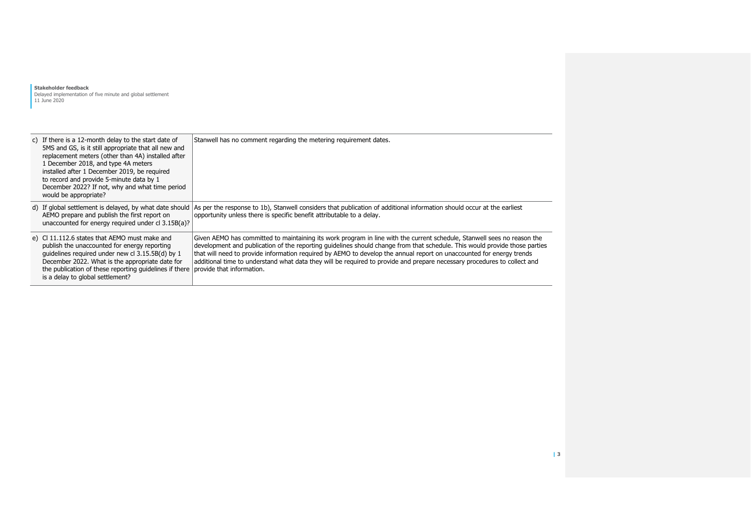| | |
|---|---|
| c) If there is a 12-month delay to the start date of 5MS and GS, is it still appropriate that all new and replacement meters (other than 4A) installed after 1 December 2018, and type 4A meters installed after 1 December 2019, be required to record and provide 5-minute data by 1 December 2022? If not, why and what time period would be appropriate? | Stanwell has no comment regarding the metering requirement dates. |
| d) If global settlement is delayed, by what date should AEMO prepare and publish the first report on unaccounted for energy required under cl 3.15B(a)? | As per the response to 1b), Stanwell considers that publication of additional information should occur at the earliest opportunity unless there is specific benefit attributable to a delay. |
| e) Cl 11.112.6 states that AEMO must make and publish the unaccounted for energy reporting guidelines required under new cl 3.15.5B(d) by 1 December 2022. What is the appropriate date for the publication of these reporting guidelines if there is a delay to global settlement? | Given AEMO has committed to maintaining its work program in line with the current schedule, Stanwell sees no reason the development and publication of the reporting guidelines should change from that schedule. This would provide those parties that will need to provide information required by AEMO to develop the annual report on unaccounted for energy trends additional time to understand what data they will be required to provide and prepare necessary procedures to collect and provide that information. |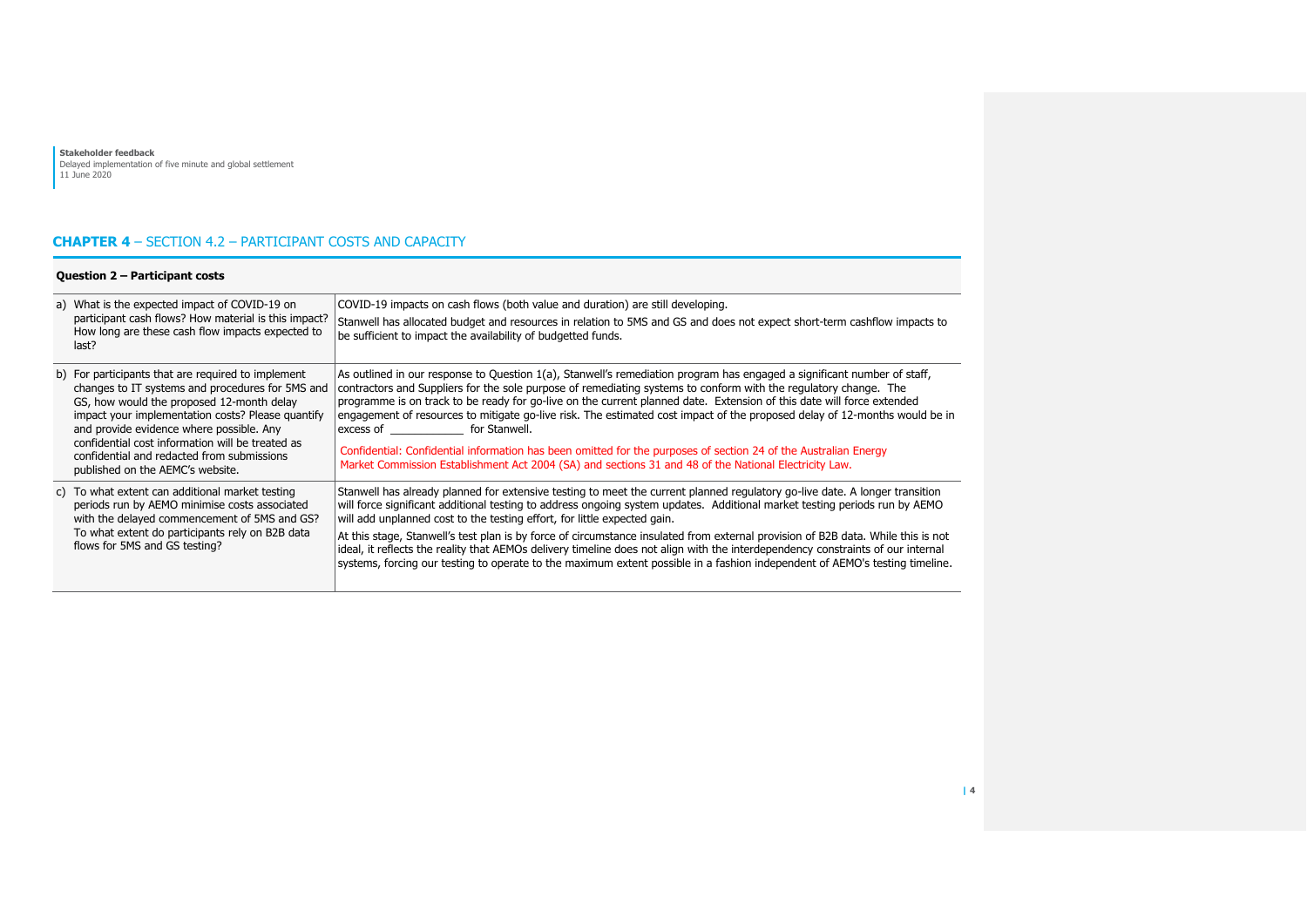## **CHAPTER 4** – SECTION 4.2 – PARTICIPANT COSTS AND CAPACITY

**Question 2 – Participant costs**

| | |
|---|---|
| a) What is the expected impact of COVID-19 on participant cash flows? How material is this impact? How long are these cash flow impacts expected to last? | COVID-19 impacts on cash flows (both value and duration) are still developing.<br><br>Stanwell has allocated budget and resources in relation to 5MS and GS and does not expect short-term cashflow impacts to be sufficient to impact the availability of budgetted funds. |
| b) For participants that are required to implement changes to IT systems and procedures for 5MS and GS, how would the proposed 12-month delay impact your implementation costs? Please quantify and provide evidence where possible. Any confidential cost information will be treated as confidential and redacted from submissions published on the AEMC's website. | As outlined in our response to Question 1(a), Stanwell's remediation program has engaged a significant number of staff, contractors and Suppliers for the sole purpose of remediating systems to conform with the regulatory change. The programme is on track to be ready for go-live on the current planned date. Extension of this date will force extended engagement of resources to mitigate go-live risk. The estimated cost impact of the proposed delay of 12-months would be in excess of ____________ for Stanwell.<br><br>Confidential: Confidential information has been omitted for the purposes of section 24 of the Australian Energy Market Commission Establishment Act 2004 (SA) and sections 31 and 48 of the National Electricity Law. |
| c) To what extent can additional market testing periods run by AEMO minimise costs associated with the delayed commencement of 5MS and GS? To what extent do participants rely on B2B data flows for 5MS and GS testing? | Stanwell has already planned for extensive testing to meet the current planned regulatory go-live date. A longer transition will force significant additional testing to address ongoing system updates. Additional market testing periods run by AEMO will add unplanned cost to the testing effort, for little expected gain.<br><br>At this stage, Stanwell's test plan is by force of circumstance insulated from external provision of B2B data. While this is not ideal, it reflects the reality that AEMOs delivery timeline does not align with the interdependency constraints of our internal systems, forcing our testing to operate to the maximum extent possible in a fashion independent of AEMO's testing timeline. |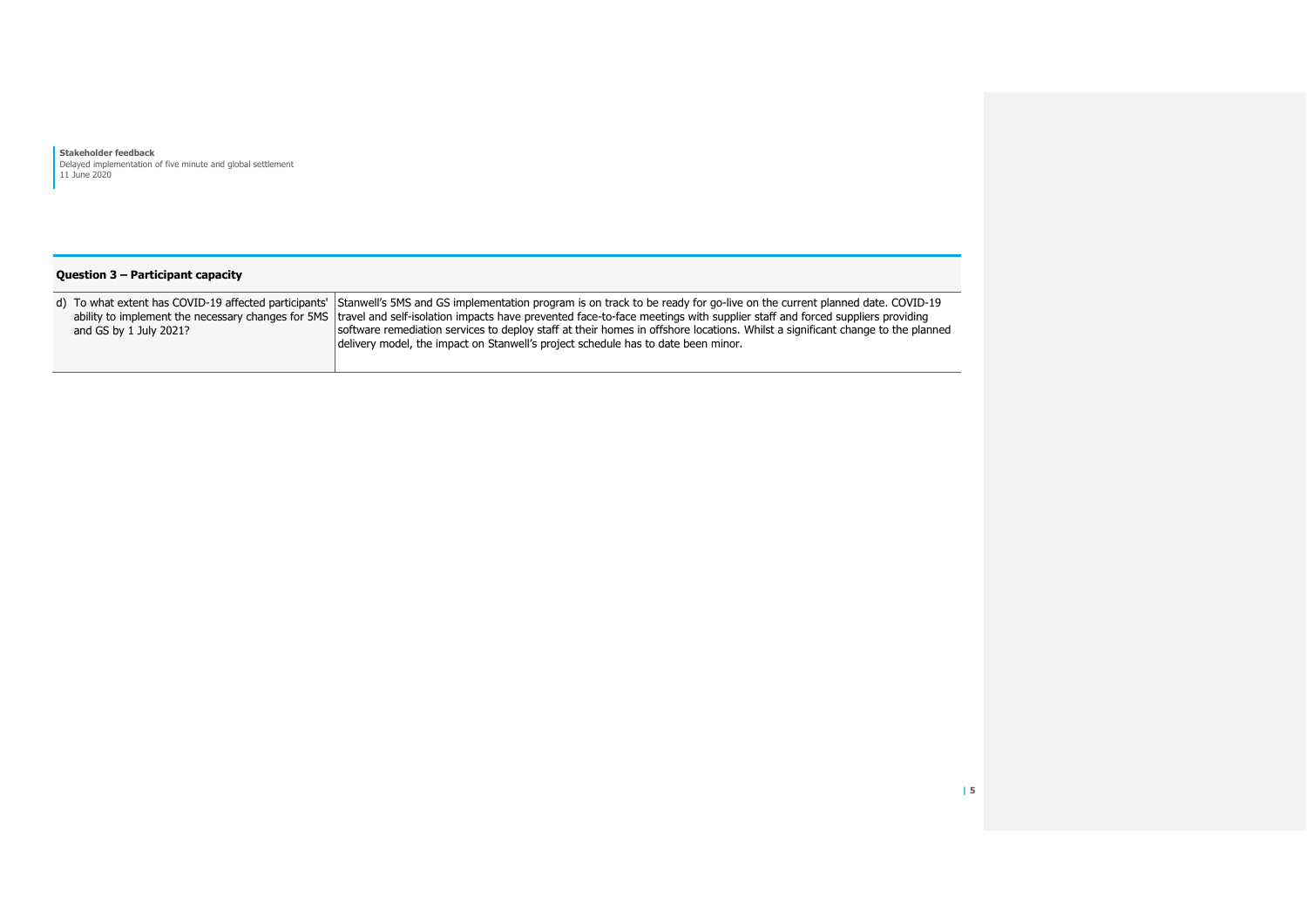**Question 3 – Participant capacity**

| | |
|---|---|
| d) To what extent has COVID-19 affected participants' ability to implement the necessary changes for 5MS and GS by 1 July 2021? | Stanwell's 5MS and GS implementation program is on track to be ready for go-live on the current planned date. COVID-19 travel and self-isolation impacts have prevented face-to-face meetings with supplier staff and forced suppliers providing software remediation services to deploy staff at their homes in offshore locations. Whilst a significant change to the planned delivery model, the impact on Stanwell's project schedule has to date been minor. |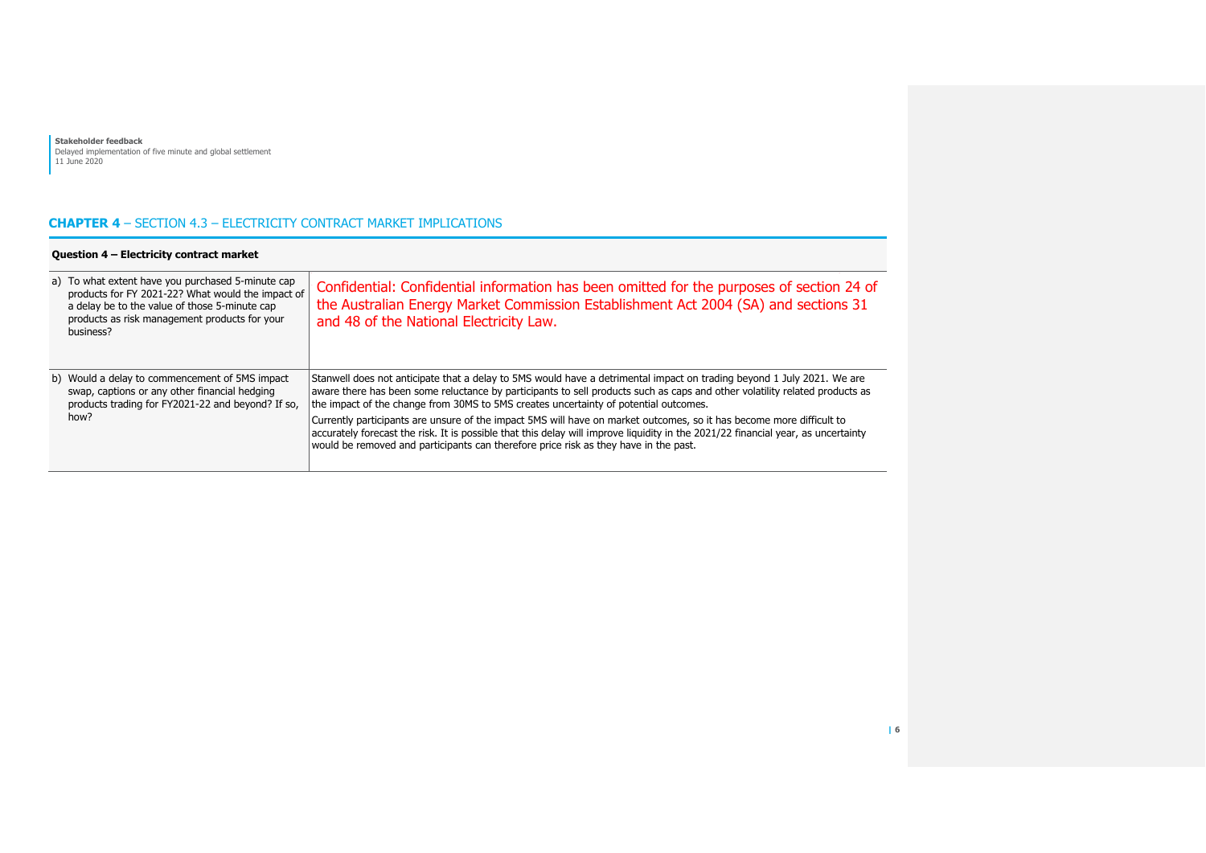## **CHAPTER 4** – SECTION 4.3 – ELECTRICITY CONTRACT MARKET IMPLICATIONS

| **Question 4 – Electricity contract market** | |
|---|---|
| a) To what extent have you purchased 5-minute cap products for FY 2021-22? What would the impact of a delay be to the value of those 5-minute cap products as risk management products for your business? | Confidential: Confidential information has been omitted for the purposes of section 24 of the Australian Energy Market Commission Establishment Act 2004 (SA) and sections 31 and 48 of the National Electricity Law. |
| b) Would a delay to commencement of 5MS impact swap, captions or any other financial hedging products trading for FY2021-22 and beyond? If so, how? | Stanwell does not anticipate that a delay to 5MS would have a detrimental impact on trading beyond 1 July 2021. We are aware there has been some reluctance by participants to sell products such as caps and other volatility related products as the impact of the change from 30MS to 5MS creates uncertainty of potential outcomes.<br><br>Currently participants are unsure of the impact 5MS will have on market outcomes, so it has become more difficult to accurately forecast the risk. It is possible that this delay will improve liquidity in the 2021/22 financial year, as uncertainty would be removed and participants can therefore price risk as they have in the past. |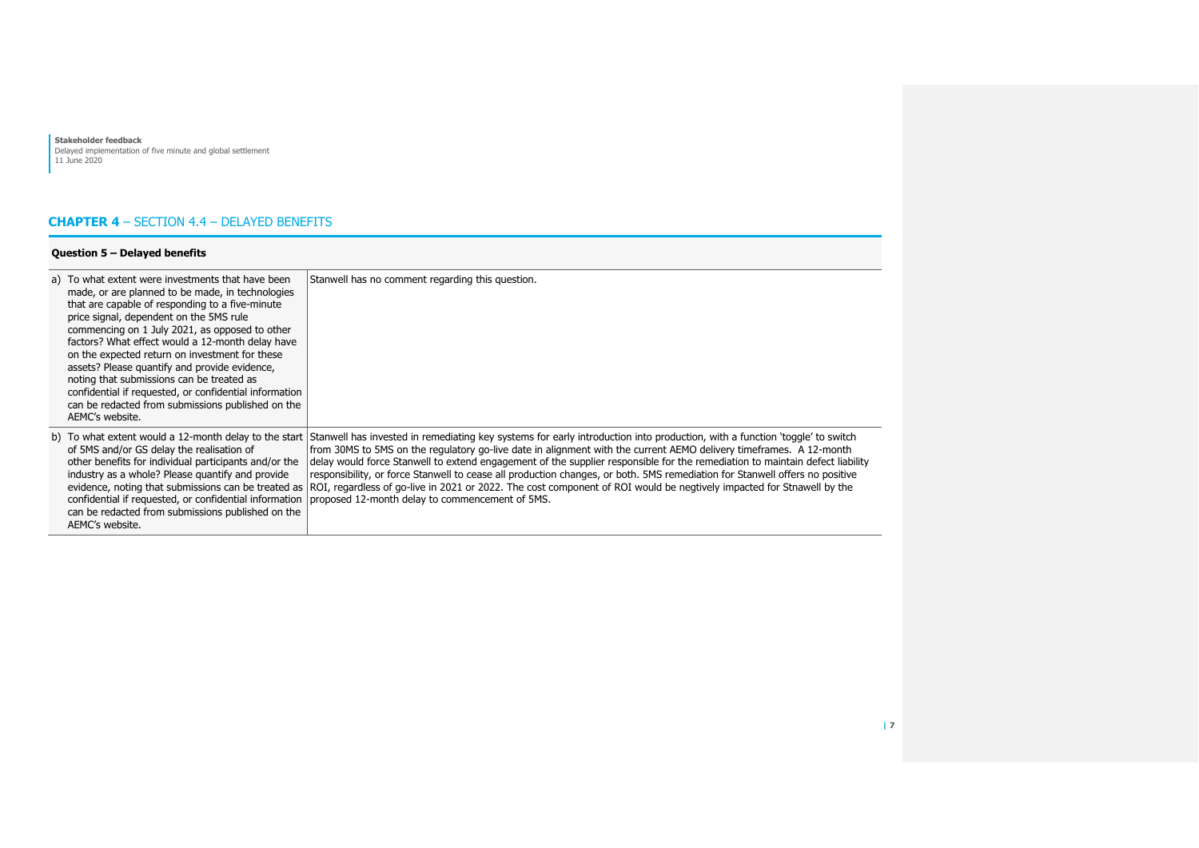## **CHAPTER 4** – SECTION 4.4 – DELAYED BENEFITS

### Question 5 – Delayed benefits

| | |
|---|---|
| a) To what extent were investments that have been made, or are planned to be made, in technologies that are capable of responding to a five-minute price signal, dependent on the 5MS rule commencing on 1 July 2021, as opposed to other factors? What effect would a 12-month delay have on the expected return on investment for these assets? Please quantify and provide evidence, noting that submissions can be treated as confidential if requested, or confidential information can be redacted from submissions published on the AEMC's website. | Stanwell has no comment regarding this question. |
| b) To what extent would a 12-month delay to the start of 5MS and/or GS delay the realisation of other benefits for individual participants and/or the industry as a whole? Please quantify and provide evidence, noting that submissions can be treated as confidential if requested, or confidential information can be redacted from submissions published on the AEMC's website. | Stanwell has invested in remediating key systems for early introduction into production, with a function 'toggle' to switch from 30MS to 5MS on the regulatory go-live date in alignment with the current AEMO delivery timeframes. A 12-month delay would force Stanwell to extend engagement of the supplier responsible for the remediation to maintain defect liability responsibility, or force Stanwell to cease all production changes, or both. 5MS remediation for Stanwell offers no positive ROI, regardless of go-live in 2021 or 2022. The cost component of ROI would be negtively impacted for Stnawell by the proposed 12-month delay to commencement of 5MS. |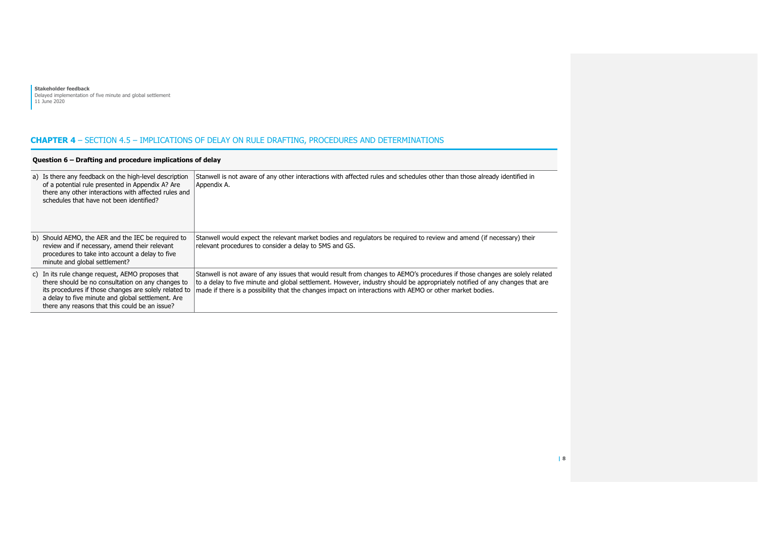## CHAPTER 4 – SECTION 4.5 – IMPLICATIONS OF DELAY ON RULE DRAFTING, PROCEDURES AND DETERMINATIONS

| Question 6 – Drafting and procedure implications of delay | |
|---|---|
| a) Is there any feedback on the high-level description of a potential rule presented in Appendix A? Are there any other interactions with affected rules and schedules that have not been identified? | Stanwell is not aware of any other interactions with affected rules and schedules other than those already identified in Appendix A. |
| b) Should AEMO, the AER and the IEC be required to review and if necessary, amend their relevant procedures to take into account a delay to five minute and global settlement? | Stanwell would expect the relevant market bodies and regulators be required to review and amend (if necessary) their relevant procedures to consider a delay to 5MS and GS. |
| c) In its rule change request, AEMO proposes that there should be no consultation on any changes to its procedures if those changes are solely related to a delay to five minute and global settlement. Are there any reasons that this could be an issue? | Stanwell is not aware of any issues that would result from changes to AEMO's procedures if those changes are solely related to a delay to five minute and global settlement. However, industry should be appropriately notified of any changes that are made if there is a possibility that the changes impact on interactions with AEMO or other market bodies. |